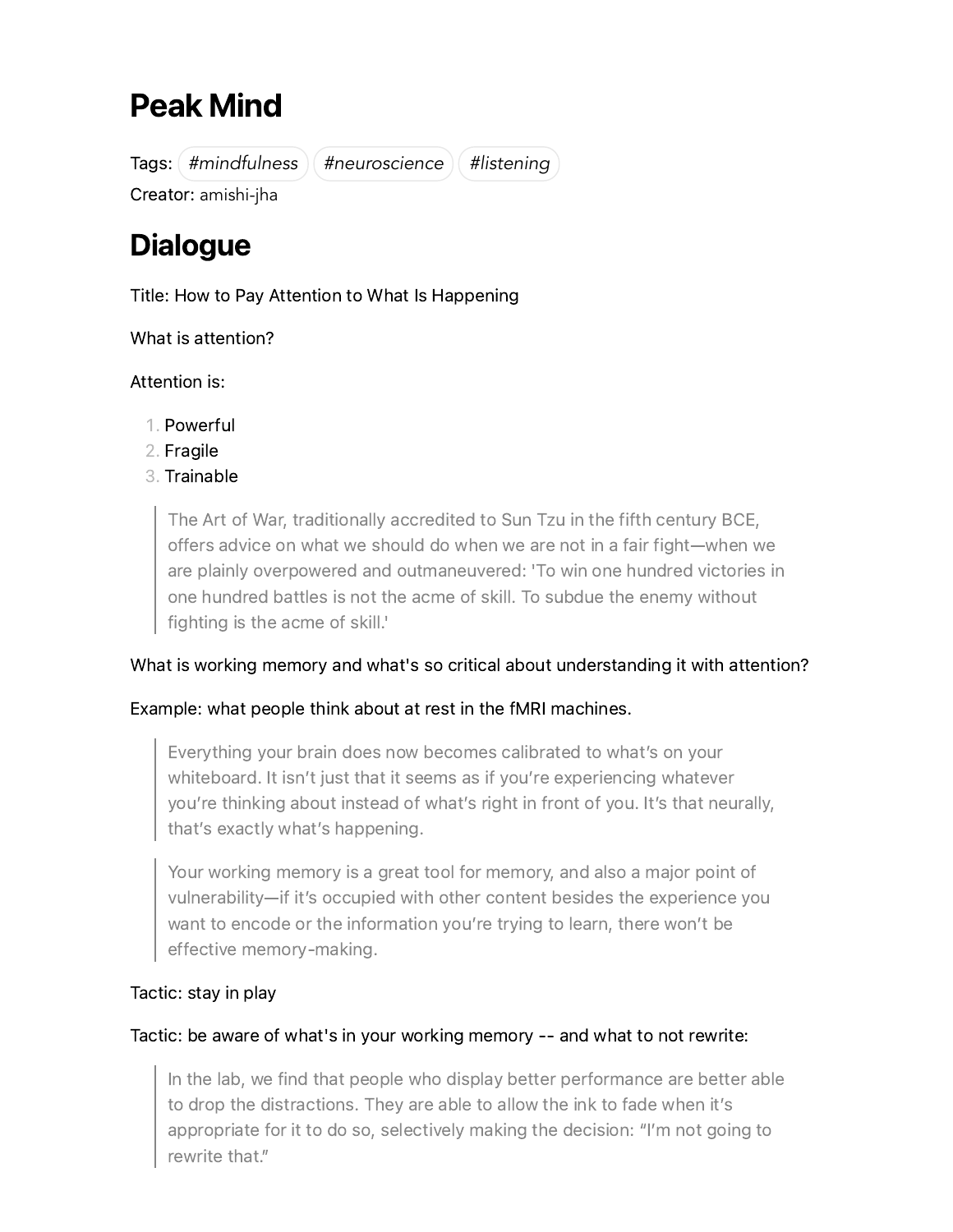# Peak Mind

Tags: #mindfulness #neuroscience #listening
Creator: amishi-jha

# Dialogue

Title: How to Pay Attention to What Is Happening

What is attention?

Attention is:

1. Powerful
2. Fragile
3. Trainable

> The Art of War, traditionally accredited to Sun Tzu in the fifth century BCE, offers advice on what we should do when we are not in a fair fight—when we are plainly overpowered and outmaneuvered: 'To win one hundred victories in one hundred battles is not the acme of skill. To subdue the enemy without fighting is the acme of skill.'

What is working memory and what's so critical about understanding it with attention?

Example: what people think about at rest in the fMRI machines.

> Everything your brain does now becomes calibrated to what's on your whiteboard. It isn't just that it seems as if you're experiencing whatever you're thinking about instead of what's right in front of you. It's that neurally, that's exactly what's happening.

> Your working memory is a great tool for memory, and also a major point of vulnerability—if it's occupied with other content besides the experience you want to encode or the information you're trying to learn, there won't be effective memory-making.

Tactic: stay in play

Tactic: be aware of what's in your working memory -- and what to not rewrite:

> In the lab, we find that people who display better performance are better able to drop the distractions. They are able to allow the ink to fade when it's appropriate for it to do so, selectively making the decision: "I'm not going to rewrite that."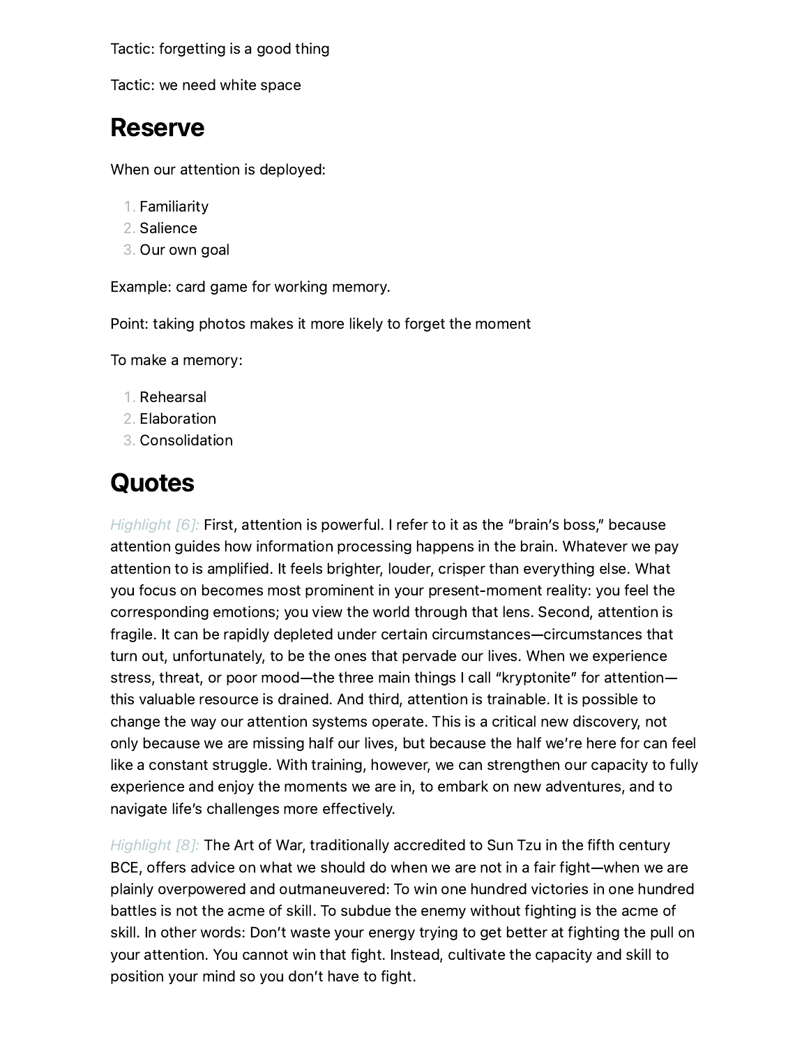Tactic: forgetting is a good thing

Tactic: we need white space

## Reserve

When our attention is deployed:

1. Familiarity
2. Salience
3. Our own goal

Example: card game for working memory.

Point: taking photos makes it more likely to forget the moment

To make a memory:

1. Rehearsal
2. Elaboration
3. Consolidation

## Quotes

*Highlight [6]:* First, attention is powerful. I refer to it as the “brain’s boss,” because attention guides how information processing happens in the brain. Whatever we pay attention to is amplified. It feels brighter, louder, crisper than everything else. What you focus on becomes most prominent in your present-moment reality: you feel the corresponding emotions; you view the world through that lens. Second, attention is fragile. It can be rapidly depleted under certain circumstances—circumstances that turn out, unfortunately, to be the ones that pervade our lives. When we experience stress, threat, or poor mood—the three main things I call “kryptonite” for attention—this valuable resource is drained. And third, attention is trainable. It is possible to change the way our attention systems operate. This is a critical new discovery, not only because we are missing half our lives, but because the half we’re here for can feel like a constant struggle. With training, however, we can strengthen our capacity to fully experience and enjoy the moments we are in, to embark on new adventures, and to navigate life’s challenges more effectively.

*Highlight [8]:* The Art of War, traditionally accredited to Sun Tzu in the fifth century BCE, offers advice on what we should do when we are not in a fair fight—when we are plainly overpowered and outmaneuvered: To win one hundred victories in one hundred battles is not the acme of skill. To subdue the enemy without fighting is the acme of skill. In other words: Don’t waste your energy trying to get better at fighting the pull on your attention. You cannot win that fight. Instead, cultivate the capacity and skill to position your mind so you don’t have to fight.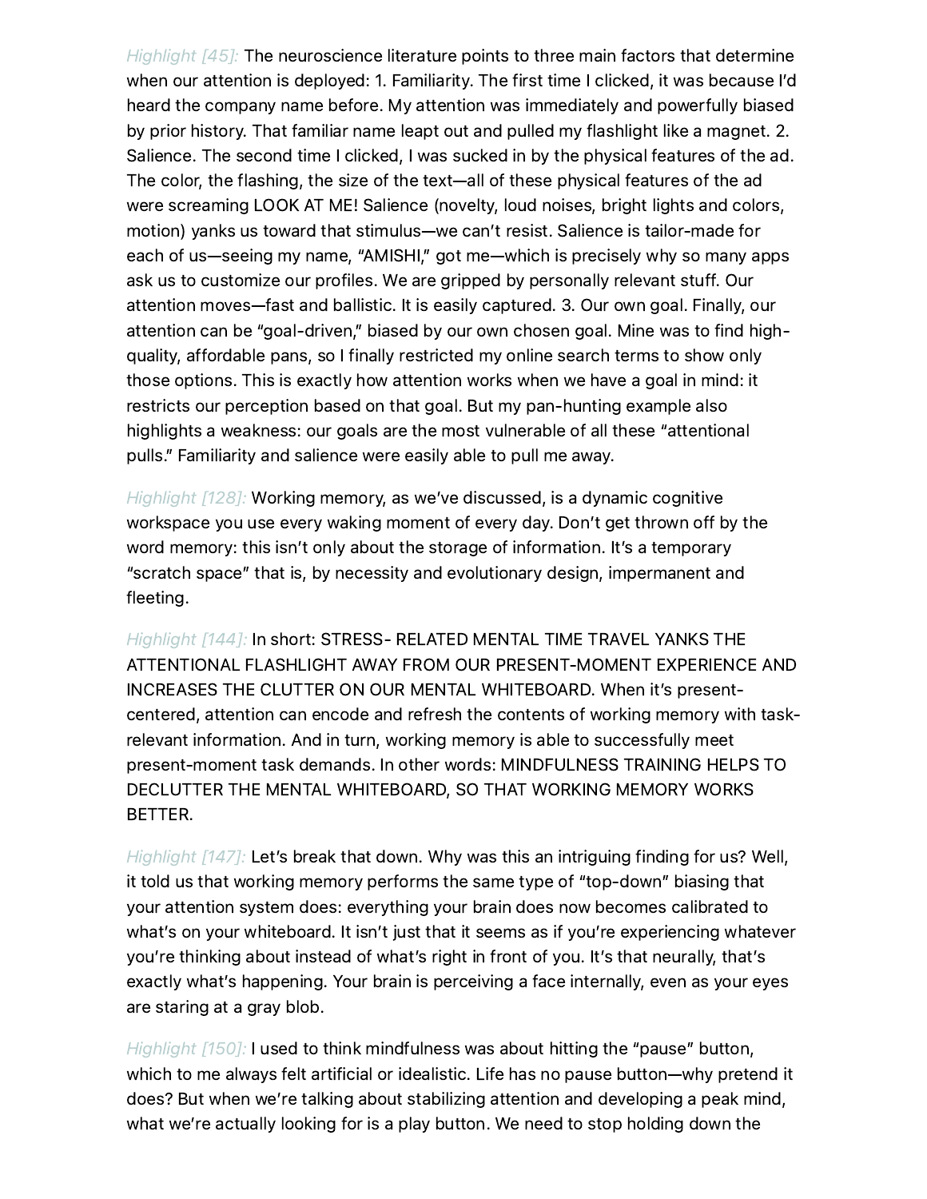*Highlight [45]:* The neuroscience literature points to three main factors that determine when our attention is deployed: 1. Familiarity. The first time I clicked, it was because I'd heard the company name before. My attention was immediately and powerfully biased by prior history. That familiar name leapt out and pulled my flashlight like a magnet. 2. Salience. The second time I clicked, I was sucked in by the physical features of the ad. The color, the flashing, the size of the text—all of these physical features of the ad were screaming LOOK AT ME! Salience (novelty, loud noises, bright lights and colors, motion) yanks us toward that stimulus—we can't resist. Salience is tailor-made for each of us—seeing my name, "AMISHI," got me—which is precisely why so many apps ask us to customize our profiles. We are gripped by personally relevant stuff. Our attention moves—fast and ballistic. It is easily captured. 3. Our own goal. Finally, our attention can be "goal-driven," biased by our own chosen goal. Mine was to find high-quality, affordable pans, so I finally restricted my online search terms to show only those options. This is exactly how attention works when we have a goal in mind: it restricts our perception based on that goal. But my pan-hunting example also highlights a weakness: our goals are the most vulnerable of all these "attentional pulls." Familiarity and salience were easily able to pull me away.

*Highlight [128]:* Working memory, as we've discussed, is a dynamic cognitive workspace you use every waking moment of every day. Don't get thrown off by the word memory: this isn't only about the storage of information. It's a temporary "scratch space" that is, by necessity and evolutionary design, impermanent and fleeting.

*Highlight [144]:* In short: STRESS- RELATED MENTAL TIME TRAVEL YANKS THE ATTENTIONAL FLASHLIGHT AWAY FROM OUR PRESENT-MOMENT EXPERIENCE AND INCREASES THE CLUTTER ON OUR MENTAL WHITEBOARD. When it's present-centered, attention can encode and refresh the contents of working memory with task-relevant information. And in turn, working memory is able to successfully meet present-moment task demands. In other words: MINDFULNESS TRAINING HELPS TO DECLUTTER THE MENTAL WHITEBOARD, SO THAT WORKING MEMORY WORKS BETTER.

*Highlight [147]:* Let's break that down. Why was this an intriguing finding for us? Well, it told us that working memory performs the same type of "top-down" biasing that your attention system does: everything your brain does now becomes calibrated to what's on your whiteboard. It isn't just that it seems as if you're experiencing whatever you're thinking about instead of what's right in front of you. It's that neurally, that's exactly what's happening. Your brain is perceiving a face internally, even as your eyes are staring at a gray blob.

*Highlight [150]:* I used to think mindfulness was about hitting the "pause" button, which to me always felt artificial or idealistic. Life has no pause button—why pretend it does? But when we're talking about stabilizing attention and developing a peak mind, what we're actually looking for is a play button. We need to stop holding down the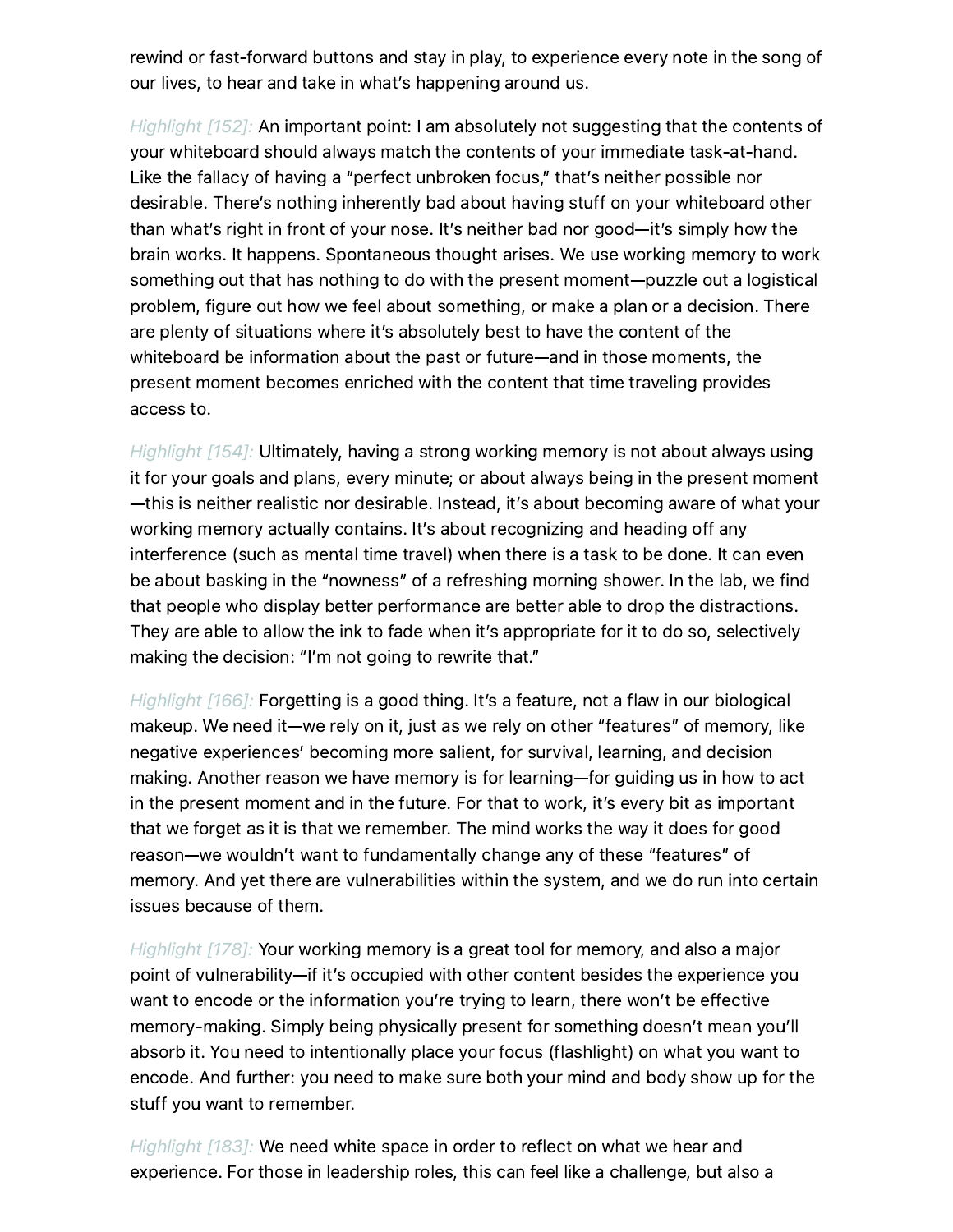rewind or fast-forward buttons and stay in play, to experience every note in the song of our lives, to hear and take in what's happening around us.

*Highlight [152]:* An important point: I am absolutely not suggesting that the contents of your whiteboard should always match the contents of your immediate task-at-hand. Like the fallacy of having a "perfect unbroken focus," that's neither possible nor desirable. There's nothing inherently bad about having stuff on your whiteboard other than what's right in front of your nose. It's neither bad nor good—it's simply how the brain works. It happens. Spontaneous thought arises. We use working memory to work something out that has nothing to do with the present moment—puzzle out a logistical problem, figure out how we feel about something, or make a plan or a decision. There are plenty of situations where it's absolutely best to have the content of the whiteboard be information about the past or future—and in those moments, the present moment becomes enriched with the content that time traveling provides access to.

*Highlight [154]:* Ultimately, having a strong working memory is not about always using it for your goals and plans, every minute; or about always being in the present moment—this is neither realistic nor desirable. Instead, it's about becoming aware of what your working memory actually contains. It's about recognizing and heading off any interference (such as mental time travel) when there is a task to be done. It can even be about basking in the "nowness" of a refreshing morning shower. In the lab, we find that people who display better performance are better able to drop the distractions. They are able to allow the ink to fade when it's appropriate for it to do so, selectively making the decision: "I'm not going to rewrite that."

*Highlight [166]:* Forgetting is a good thing. It's a feature, not a flaw in our biological makeup. We need it—we rely on it, just as we rely on other "features" of memory, like negative experiences' becoming more salient, for survival, learning, and decision making. Another reason we have memory is for learning—for guiding us in how to act in the present moment and in the future. For that to work, it's every bit as important that we forget as it is that we remember. The mind works the way it does for good reason—we wouldn't want to fundamentally change any of these "features" of memory. And yet there are vulnerabilities within the system, and we do run into certain issues because of them.

*Highlight [178]:* Your working memory is a great tool for memory, and also a major point of vulnerability—if it's occupied with other content besides the experience you want to encode or the information you're trying to learn, there won't be effective memory-making. Simply being physically present for something doesn't mean you'll absorb it. You need to intentionally place your focus (flashlight) on what you want to encode. And further: you need to make sure both your mind and body show up for the stuff you want to remember.

*Highlight [183]:* We need white space in order to reflect on what we hear and experience. For those in leadership roles, this can feel like a challenge, but also a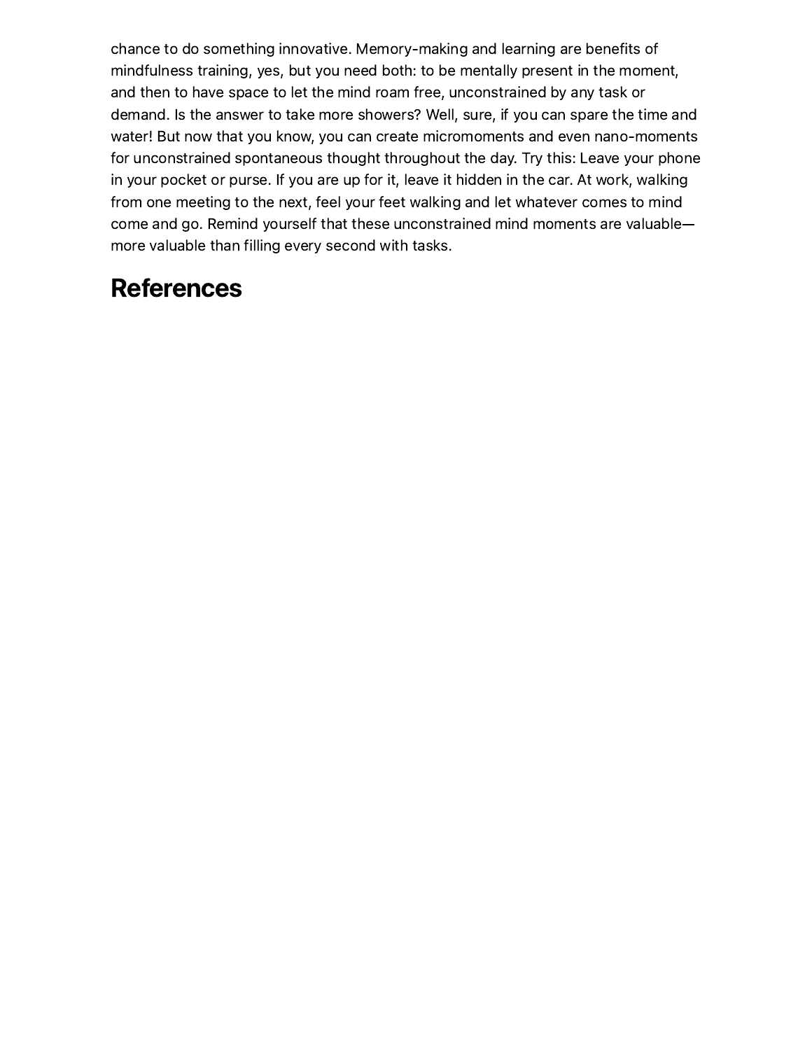chance to do something innovative. Memory-making and learning are benefits of mindfulness training, yes, but you need both: to be mentally present in the moment, and then to have space to let the mind roam free, unconstrained by any task or demand. Is the answer to take more showers? Well, sure, if you can spare the time and water! But now that you know, you can create micromoments and even nano-moments for unconstrained spontaneous thought throughout the day. Try this: Leave your phone in your pocket or purse. If you are up for it, leave it hidden in the car. At work, walking from one meeting to the next, feel your feet walking and let whatever comes to mind come and go. Remind yourself that these unconstrained mind moments are valuable—more valuable than filling every second with tasks.

## References